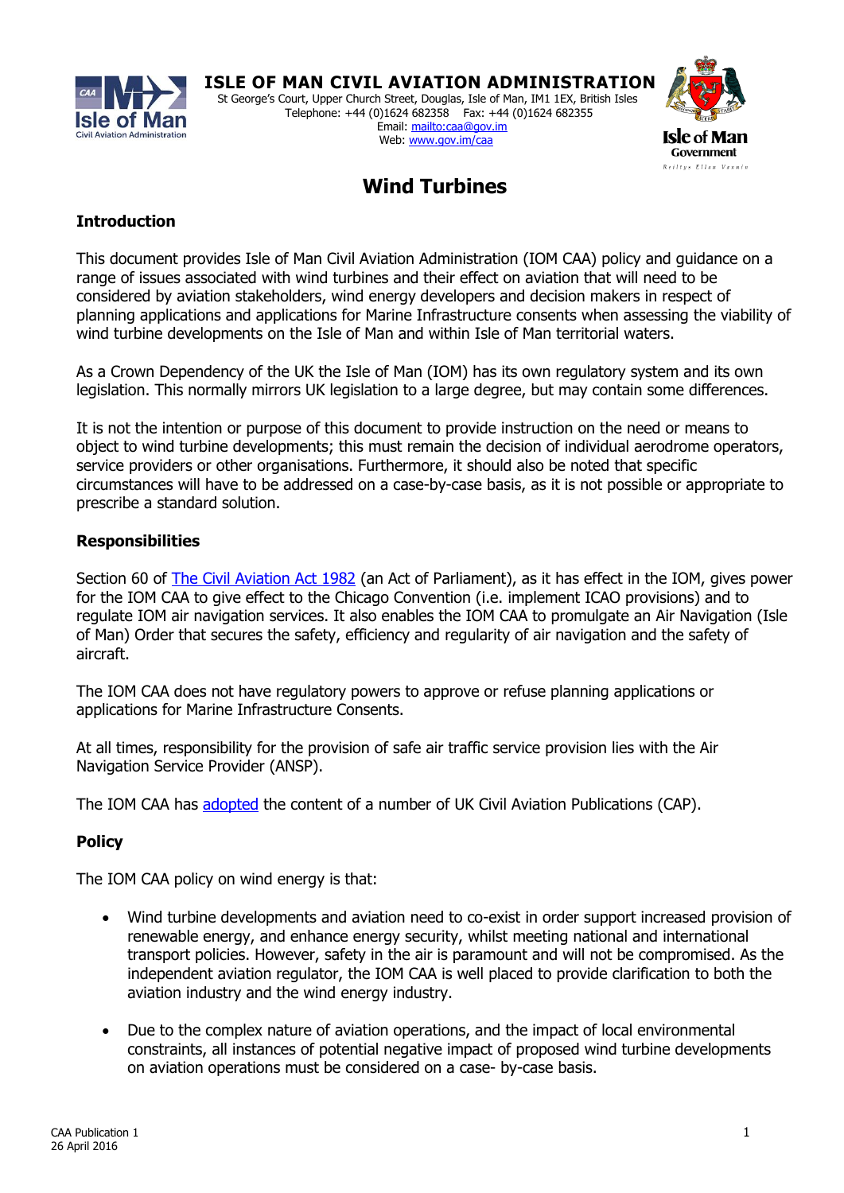# ISLE OF MAN CIVIL AVIATION ADMINISTRATION

St George's Court, Upper Church Street, Douglas, Isle of Man, IM1 1EX, British Isles
Telephone: +44 (0)1624 682358 Fax: +44 (0)1624 682355
Email: mailto:caa@gov.im
Web: www.gov.im/caa

## Wind Turbines

### Introduction

This document provides Isle of Man Civil Aviation Administration (IOM CAA) policy and guidance on a range of issues associated with wind turbines and their effect on aviation that will need to be considered by aviation stakeholders, wind energy developers and decision makers in respect of planning applications and applications for Marine Infrastructure consents when assessing the viability of wind turbine developments on the Isle of Man and within Isle of Man territorial waters.

As a Crown Dependency of the UK the Isle of Man (IOM) has its own regulatory system and its own legislation. This normally mirrors UK legislation to a large degree, but may contain some differences.

It is not the intention or purpose of this document to provide instruction on the need or means to object to wind turbine developments; this must remain the decision of individual aerodrome operators, service providers or other organisations. Furthermore, it should also be noted that specific circumstances will have to be addressed on a case-by-case basis, as it is not possible or appropriate to prescribe a standard solution.

### Responsibilities

Section 60 of The Civil Aviation Act 1982 (an Act of Parliament), as it has effect in the IOM, gives power for the IOM CAA to give effect to the Chicago Convention (i.e. implement ICAO provisions) and to regulate IOM air navigation services. It also enables the IOM CAA to promulgate an Air Navigation (Isle of Man) Order that secures the safety, efficiency and regularity of air navigation and the safety of aircraft.

The IOM CAA does not have regulatory powers to approve or refuse planning applications or applications for Marine Infrastructure Consents.

At all times, responsibility for the provision of safe air traffic service provision lies with the Air Navigation Service Provider (ANSP).

The IOM CAA has adopted the content of a number of UK Civil Aviation Publications (CAP).

### Policy

The IOM CAA policy on wind energy is that:

- Wind turbine developments and aviation need to co-exist in order support increased provision of renewable energy, and enhance energy security, whilst meeting national and international transport policies. However, safety in the air is paramount and will not be compromised. As the independent aviation regulator, the IOM CAA is well placed to provide clarification to both the aviation industry and the wind energy industry.

- Due to the complex nature of aviation operations, and the impact of local environmental constraints, all instances of potential negative impact of proposed wind turbine developments on aviation operations must be considered on a case- by-case basis.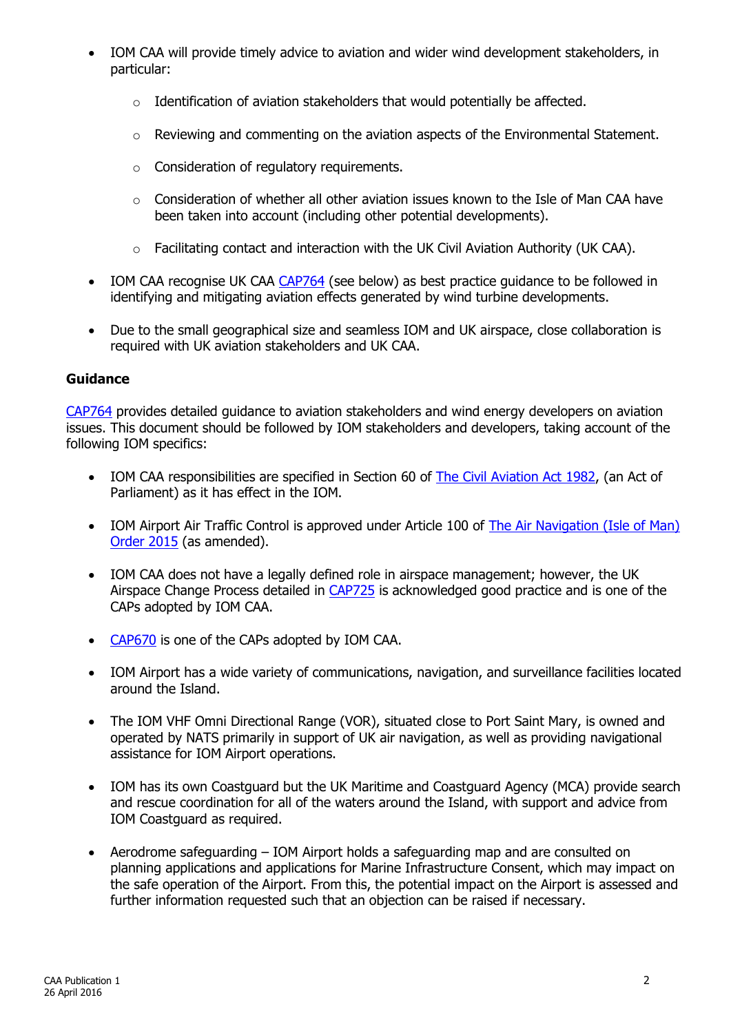- IOM CAA will provide timely advice to aviation and wider wind development stakeholders, in particular:
    - Identification of aviation stakeholders that would potentially be affected.
    - Reviewing and commenting on the aviation aspects of the Environmental Statement.
    - Consideration of regulatory requirements.
    - Consideration of whether all other aviation issues known to the Isle of Man CAA have been taken into account (including other potential developments).
    - Facilitating contact and interaction with the UK Civil Aviation Authority (UK CAA).
- IOM CAA recognise UK CAA CAP764 (see below) as best practice guidance to be followed in identifying and mitigating aviation effects generated by wind turbine developments.
- Due to the small geographical size and seamless IOM and UK airspace, close collaboration is required with UK aviation stakeholders and UK CAA.

**Guidance**

CAP764 provides detailed guidance to aviation stakeholders and wind energy developers on aviation issues. This document should be followed by IOM stakeholders and developers, taking account of the following IOM specifics:

- IOM CAA responsibilities are specified in Section 60 of The Civil Aviation Act 1982, (an Act of Parliament) as it has effect in the IOM.
- IOM Airport Air Traffic Control is approved under Article 100 of The Air Navigation (Isle of Man) Order 2015 (as amended).
- IOM CAA does not have a legally defined role in airspace management; however, the UK Airspace Change Process detailed in CAP725 is acknowledged good practice and is one of the CAPs adopted by IOM CAA.
- CAP670 is one of the CAPs adopted by IOM CAA.
- IOM Airport has a wide variety of communications, navigation, and surveillance facilities located around the Island.
- The IOM VHF Omni Directional Range (VOR), situated close to Port Saint Mary, is owned and operated by NATS primarily in support of UK air navigation, as well as providing navigational assistance for IOM Airport operations.
- IOM has its own Coastguard but the UK Maritime and Coastguard Agency (MCA) provide search and rescue coordination for all of the waters around the Island, with support and advice from IOM Coastguard as required.
- Aerodrome safeguarding – IOM Airport holds a safeguarding map and are consulted on planning applications and applications for Marine Infrastructure Consent, which may impact on the safe operation of the Airport. From this, the potential impact on the Airport is assessed and further information requested such that an objection can be raised if necessary.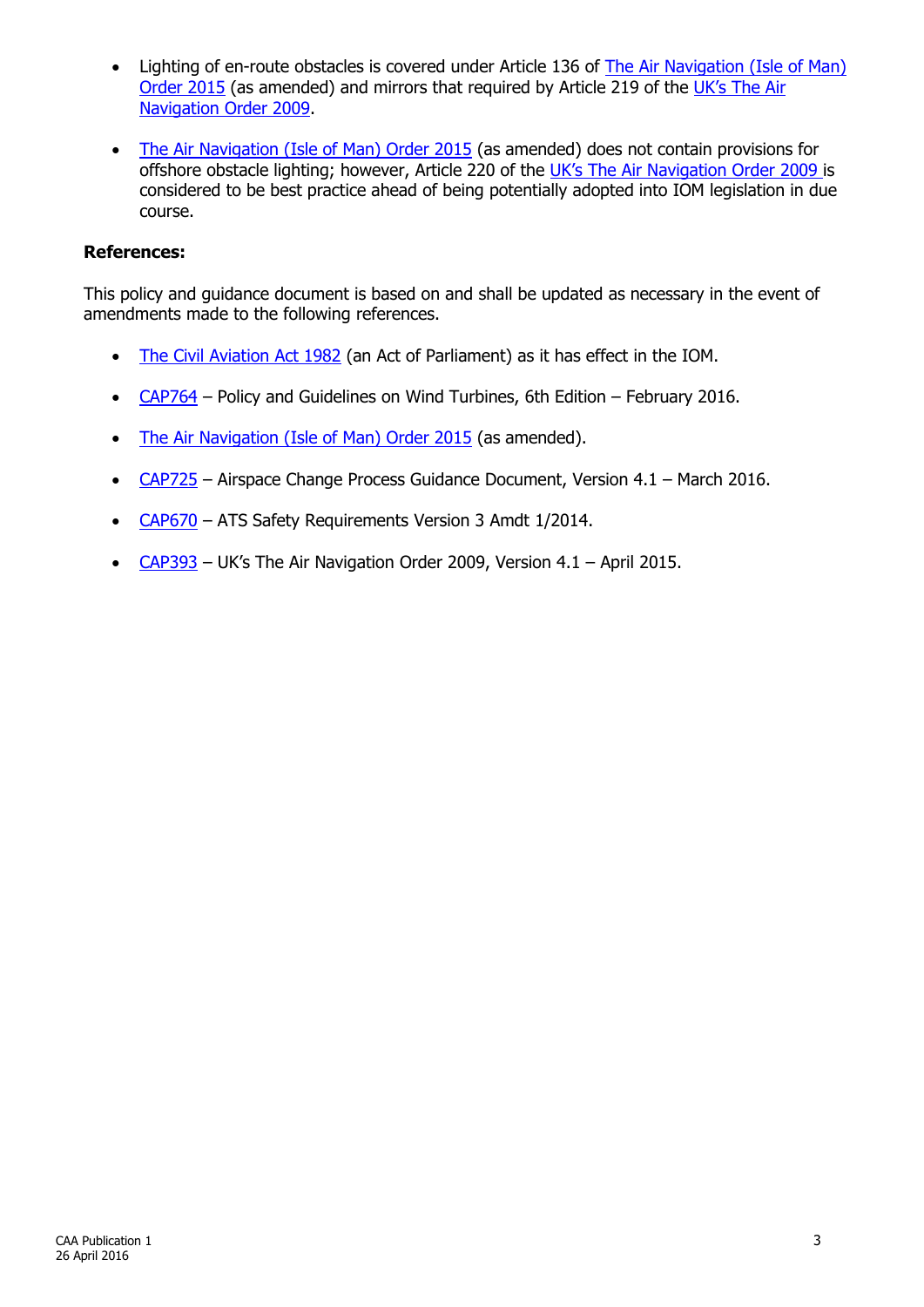- Lighting of en-route obstacles is covered under Article 136 of The Air Navigation (Isle of Man) Order 2015 (as amended) and mirrors that required by Article 219 of the UK's The Air Navigation Order 2009.

- The Air Navigation (Isle of Man) Order 2015 (as amended) does not contain provisions for offshore obstacle lighting; however, Article 220 of the UK's The Air Navigation Order 2009 is considered to be best practice ahead of being potentially adopted into IOM legislation in due course.

**References:**

This policy and guidance document is based on and shall be updated as necessary in the event of amendments made to the following references.

- The Civil Aviation Act 1982 (an Act of Parliament) as it has effect in the IOM.

- CAP764 – Policy and Guidelines on Wind Turbines, 6th Edition – February 2016.

- The Air Navigation (Isle of Man) Order 2015 (as amended).

- CAP725 – Airspace Change Process Guidance Document, Version 4.1 – March 2016.

- CAP670 – ATS Safety Requirements Version 3 Amdt 1/2014.

- CAP393 – UK's The Air Navigation Order 2009, Version 4.1 – April 2015.